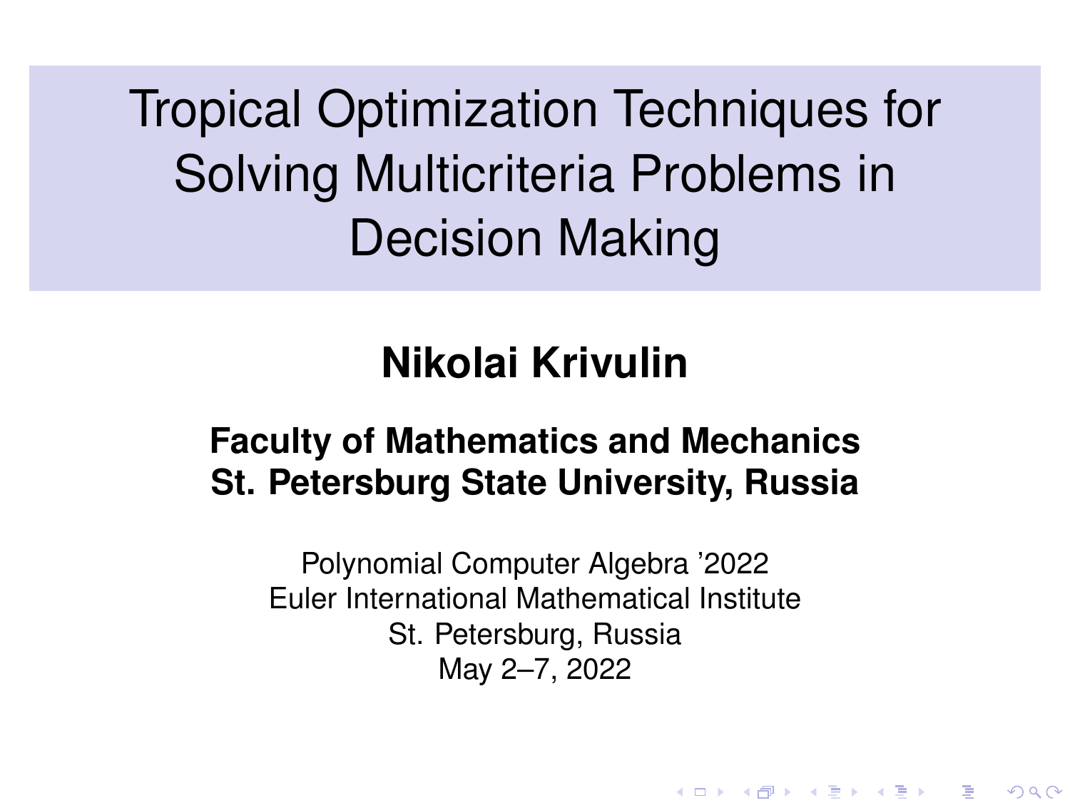# Tropical Optimization Techniques for Solving Multicriteria Problems in Decision Making

**Nikolai Krivulin**

**Faculty of Mathematics and Mechanics**
**St. Petersburg State University, Russia**

Polynomial Computer Algebra '2022
Euler International Mathematical Institute
St. Petersburg, Russia
May 2–7, 2022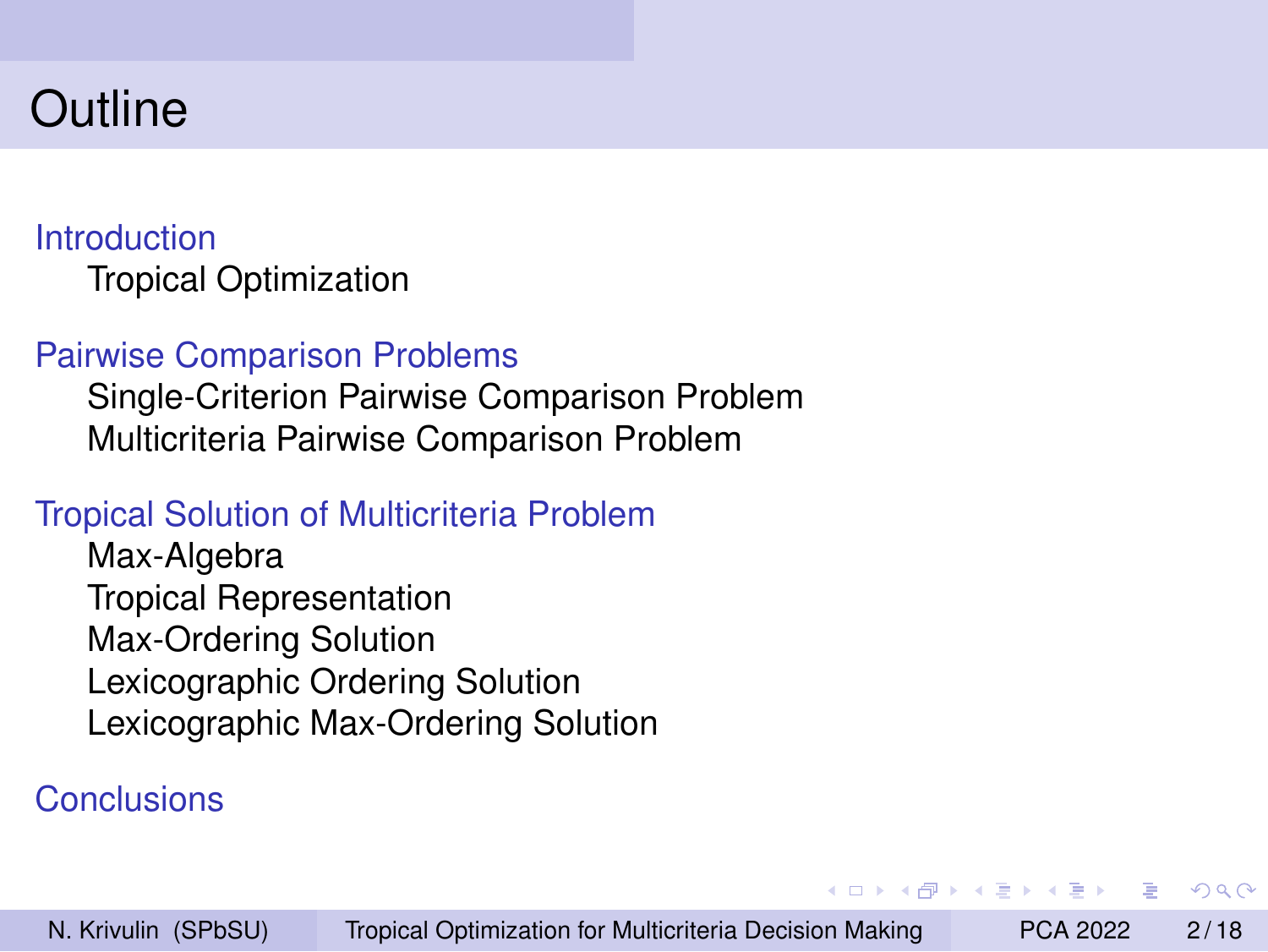# Outline

**Introduction**
- Tropical Optimization

**Pairwise Comparison Problems**
- Single-Criterion Pairwise Comparison Problem
- Multicriteria Pairwise Comparison Problem

**Tropical Solution of Multicriteria Problem**
- Max-Algebra
- Tropical Representation
- Max-Ordering Solution
- Lexicographic Ordering Solution
- Lexicographic Max-Ordering Solution

**Conclusions**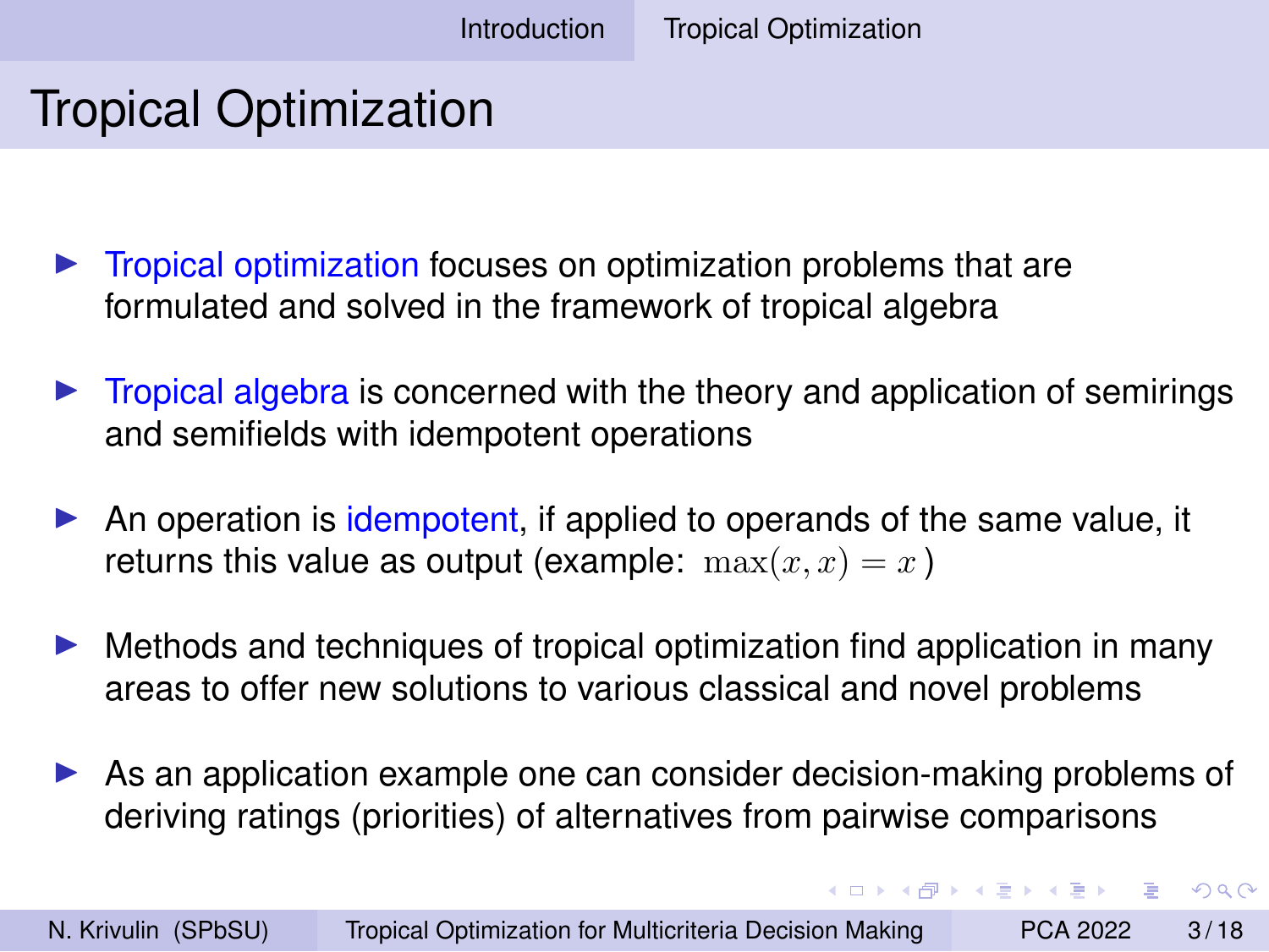# Tropical Optimization

- Tropical optimization focuses on optimization problems that are formulated and solved in the framework of tropical algebra
- Tropical algebra is concerned with the theory and application of semirings and semifields with idempotent operations
- An operation is idempotent, if applied to operands of the same value, it returns this value as output (example: $\max(x,x) = x$)
- Methods and techniques of tropical optimization find application in many areas to offer new solutions to various classical and novel problems
- As an application example one can consider decision-making problems of deriving ratings (priorities) of alternatives from pairwise comparisons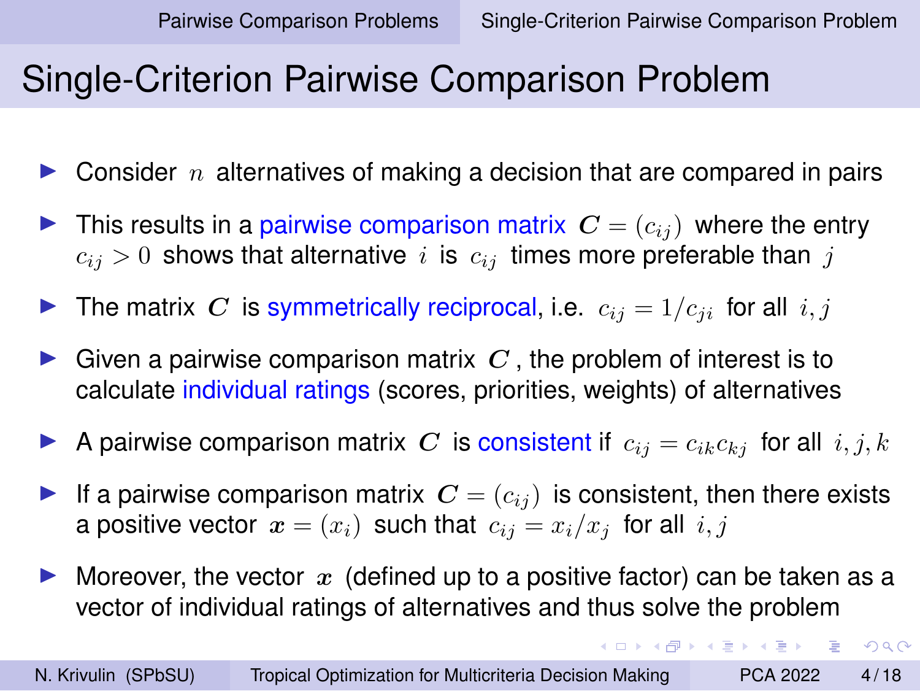# Single-Criterion Pairwise Comparison Problem

- Consider $n$ alternatives of making a decision that are compared in pairs
- This results in a pairwise comparison matrix $\boldsymbol{C} = (c_{ij})$ where the entry $c_{ij} > 0$ shows that alternative $i$ is $c_{ij}$ times more preferable than $j$
- The matrix $\boldsymbol{C}$ is symmetrically reciprocal, i.e. $c_{ij} = 1/c_{ji}$ for all $i, j$
- Given a pairwise comparison matrix $\boldsymbol{C}$, the problem of interest is to calculate individual ratings (scores, priorities, weights) of alternatives
- A pairwise comparison matrix $\boldsymbol{C}$ is consistent if $c_{ij} = c_{ik}c_{kj}$ for all $i, j, k$
- If a pairwise comparison matrix $\boldsymbol{C} = (c_{ij})$ is consistent, then there exists a positive vector $\boldsymbol{x} = (x_i)$ such that $c_{ij} = x_i/x_j$ for all $i, j$
- Moreover, the vector $\boldsymbol{x}$ (defined up to a positive factor) can be taken as a vector of individual ratings of alternatives and thus solve the problem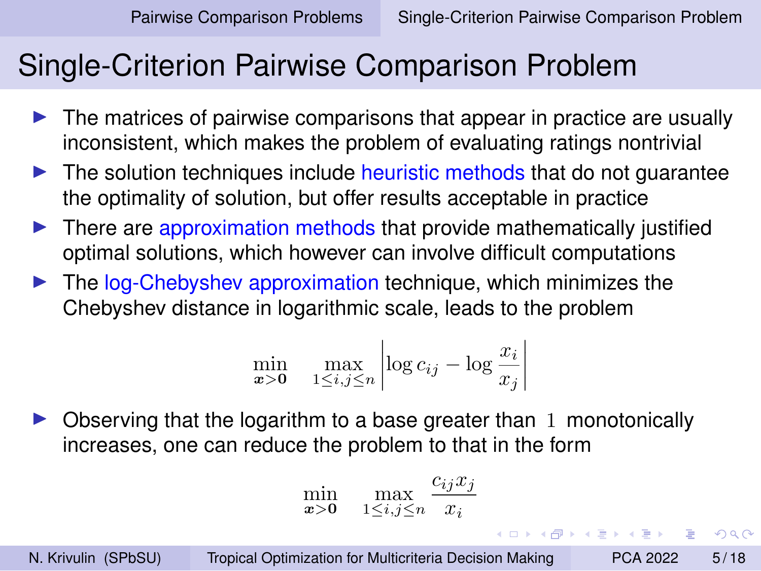# Single-Criterion Pairwise Comparison Problem

- The matrices of pairwise comparisons that appear in practice are usually inconsistent, which makes the problem of evaluating ratings nontrivial
- The solution techniques include heuristic methods that do not guarantee the optimality of solution, but offer results acceptable in practice
- There are approximation methods that provide mathematically justified optimal solutions, which however can involve difficult computations
- The log-Chebyshev approximation technique, which minimizes the Chebyshev distance in logarithmic scale, leads to the problem

$$\min_{\boldsymbol{x}>\boldsymbol{0}} \quad \max_{1\leq i,j\leq n} \left| \log c_{ij} - \log \frac{x_i}{x_j} \right|$$

- Observing that the logarithm to a base greater than $1$ monotonically increases, one can reduce the problem to that in the form

$$\min_{\boldsymbol{x}>\boldsymbol{0}} \quad \max_{1\leq i,j\leq n} \frac{c_{ij}x_j}{x_i}$$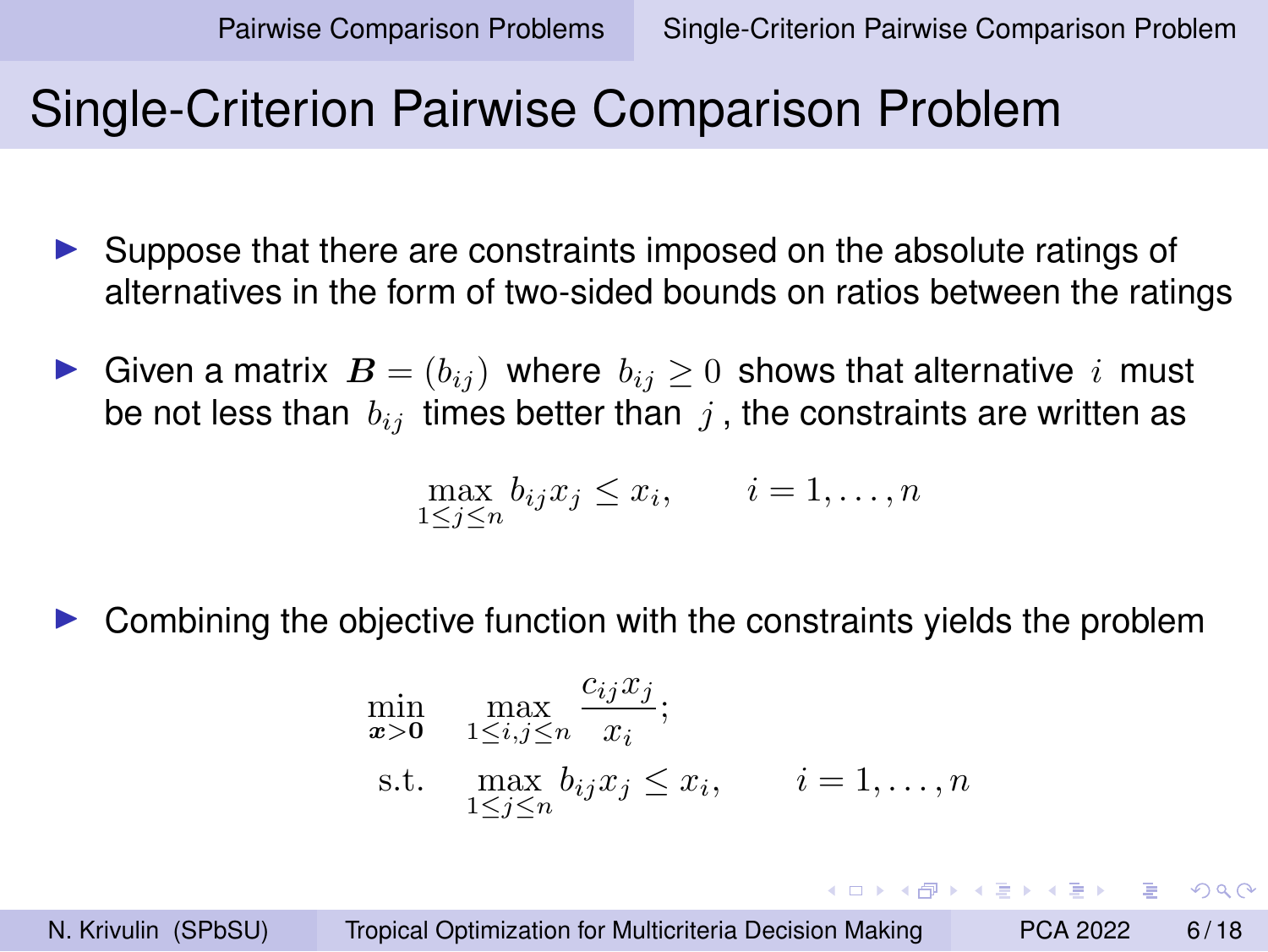# Single-Criterion Pairwise Comparison Problem

- Suppose that there are constraints imposed on the absolute ratings of alternatives in the form of two-sided bounds on ratios between the ratings

- Given a matrix $\boldsymbol{B} = (b_{ij})$ where $b_{ij} \geq 0$ shows that alternative $i$ must be not less than $b_{ij}$ times better than $j$, the constraints are written as

$$\max_{1 \leq j \leq n} b_{ij} x_j \leq x_i, \qquad i = 1, \dots, n$$

- Combining the objective function with the constraints yields the problem

$$\begin{aligned}
\min_{\boldsymbol{x} > \boldsymbol{0}} \quad & \max_{1 \leq i,j \leq n} \frac{c_{ij} x_j}{x_i}; \\
\text{s.t.} \quad & \max_{1 \leq j \leq n} b_{ij} x_j \leq x_i, \qquad i = 1, \dots, n
\end{aligned}$$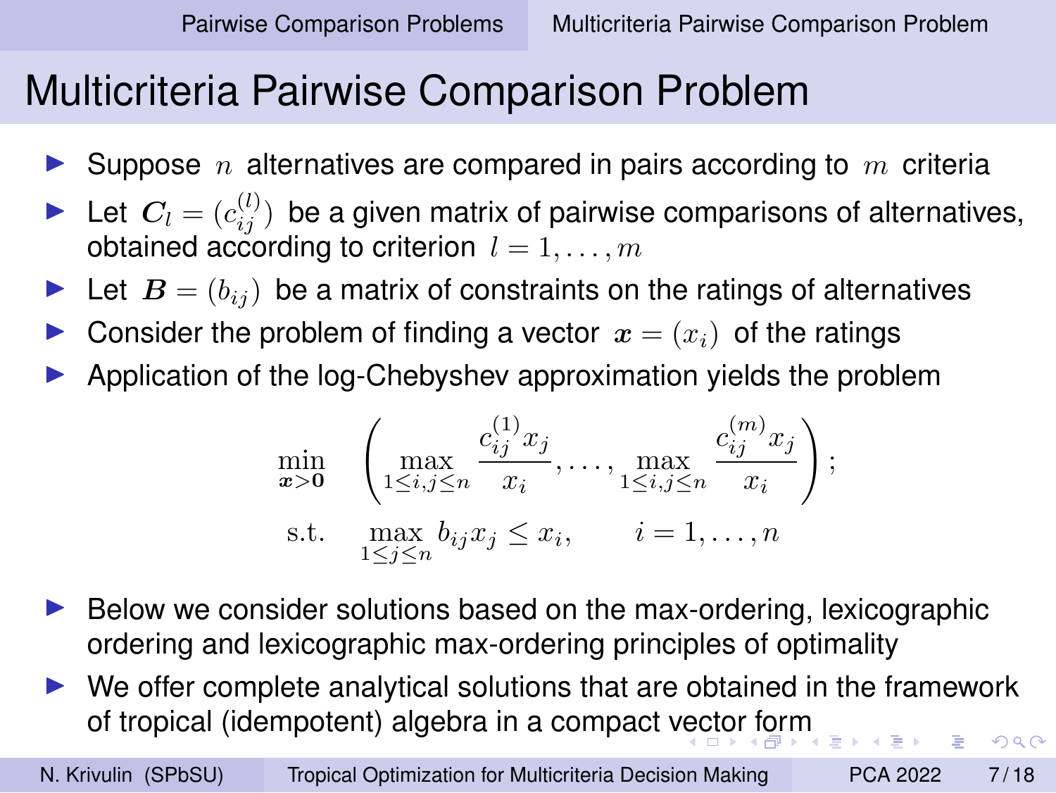# Multicriteria Pairwise Comparison Problem

- Suppose $n$ alternatives are compared in pairs according to $m$ criteria
- Let $\boldsymbol{C}_l = (c_{ij}^{(l)})$ be a given matrix of pairwise comparisons of alternatives, obtained according to criterion $l = 1, \ldots, m$
- Let $\boldsymbol{B} = (b_{ij})$ be a matrix of constraints on the ratings of alternatives
- Consider the problem of finding a vector $\boldsymbol{x} = (x_i)$ of the ratings
- Application of the log-Chebyshev approximation yields the problem

$$
\begin{aligned}
\min_{\boldsymbol{x} > \boldsymbol{0}} \quad & \left( \max_{1 \leq i,j \leq n} \frac{c_{ij}^{(1)} x_j}{x_i}, \ldots, \max_{1 \leq i,j \leq n} \frac{c_{ij}^{(m)} x_j}{x_i} \right); \\
\text{s.t.} \quad & \max_{1 \leq j \leq n} b_{ij} x_j \leq x_i, \qquad i = 1, \ldots, n
\end{aligned}
$$

- Below we consider solutions based on the max-ordering, lexicographic ordering and lexicographic max-ordering principles of optimality
- We offer complete analytical solutions that are obtained in the framework of tropical (idempotent) algebra in a compact vector form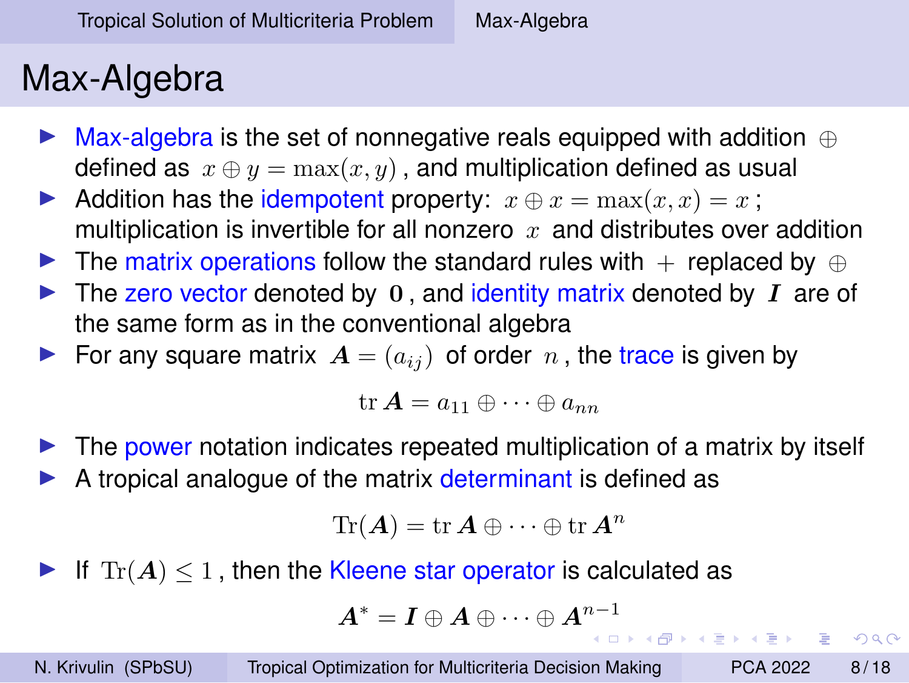# Max-Algebra

- Max-algebra is the set of nonnegative reals equipped with addition $\oplus$ defined as $x \oplus y = \max(x, y)$, and multiplication defined as usual
- Addition has the idempotent property: $x \oplus x = \max(x, x) = x$; multiplication is invertible for all nonzero $x$ and distributes over addition
- The matrix operations follow the standard rules with $+$ replaced by $\oplus$
- The zero vector denoted by $\mathbf{0}$, and identity matrix denoted by $\boldsymbol{I}$ are of the same form as in the conventional algebra
- For any square matrix $\boldsymbol{A} = (a_{ij})$ of order $n$, the trace is given by

$$\operatorname{tr} \boldsymbol{A} = a_{11} \oplus \cdots \oplus a_{nn}$$

- The power notation indicates repeated multiplication of a matrix by itself
- A tropical analogue of the matrix determinant is defined as

$$\operatorname{Tr}(\boldsymbol{A}) = \operatorname{tr} \boldsymbol{A} \oplus \cdots \oplus \operatorname{tr} \boldsymbol{A}^n$$

- If $\operatorname{Tr}(\boldsymbol{A}) \leq 1$, then the Kleene star operator is calculated as

$$\boldsymbol{A}^* = \boldsymbol{I} \oplus \boldsymbol{A} \oplus \cdots \oplus \boldsymbol{A}^{n-1}$$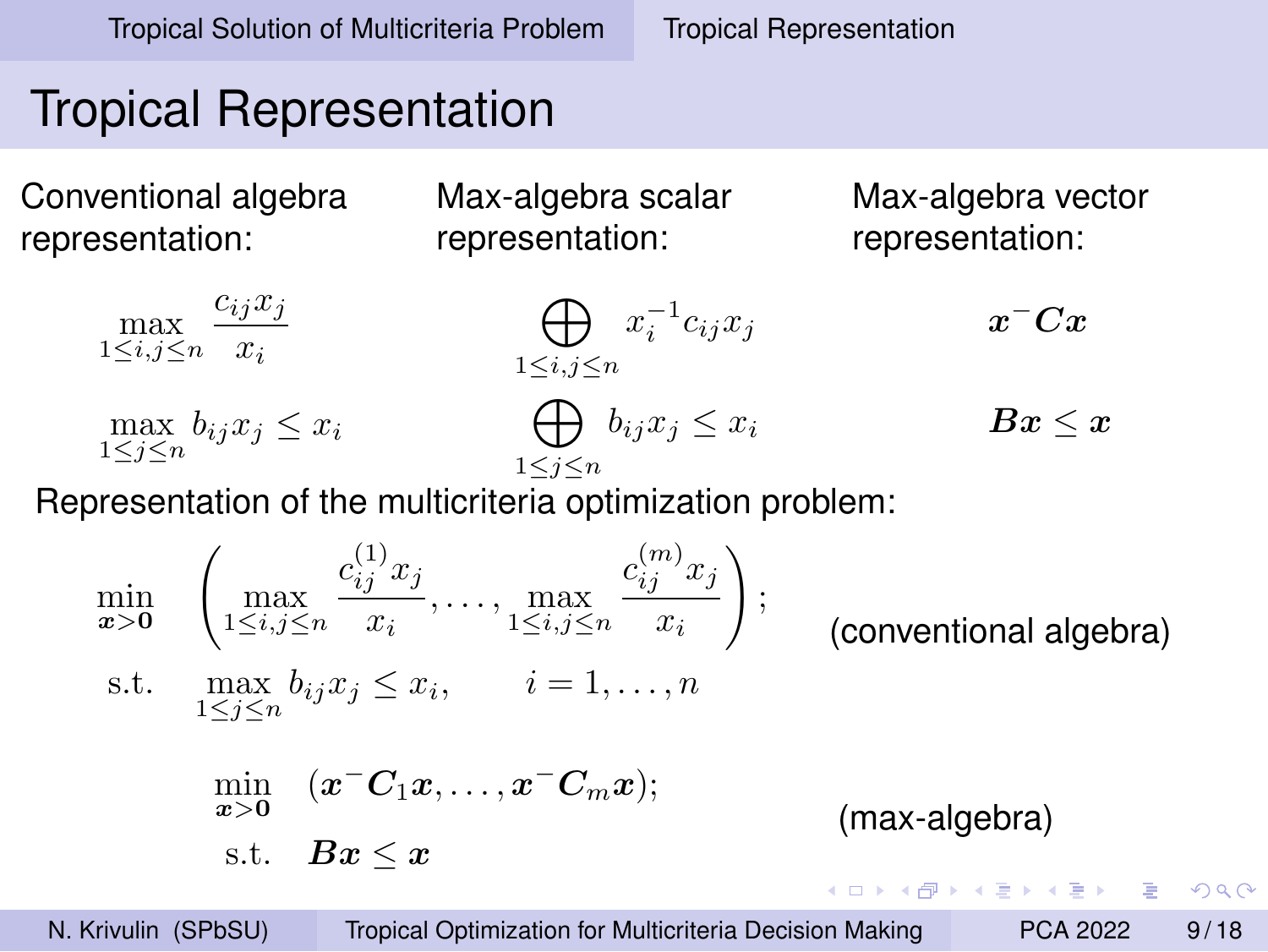# Tropical Representation

Conventional algebra representation:

$$\max_{1\leq i,j\leq n} \frac{c_{ij}x_j}{x_i}$$

$$\max_{1\leq j\leq n} b_{ij}x_j \leq x_i$$

Max-algebra scalar representation:

$$\bigoplus_{1\leq i,j\leq n} x_i^{-1}c_{ij}x_j$$

$$\bigoplus_{1\leq j\leq n} b_{ij}x_j \leq x_i$$

Max-algebra vector representation:

$$\boldsymbol{x}^{-}\boldsymbol{C}\boldsymbol{x}$$

$$\boldsymbol{B}\boldsymbol{x} \leq \boldsymbol{x}$$

Representation of the multicriteria optimization problem:

(conventional algebra)

$$\begin{aligned}
\min_{\boldsymbol{x}>\boldsymbol{0}} \quad & \left(\max_{1\leq i,j\leq n} \frac{c_{ij}^{(1)}x_j}{x_i}, \dots, \max_{1\leq i,j\leq n} \frac{c_{ij}^{(m)}x_j}{x_i}\right); \\
\text{s.t.} \quad & \max_{1\leq j\leq n} b_{ij}x_j \leq x_i, \qquad i = 1,\dots,n
\end{aligned}$$

(max-algebra)

$$\begin{aligned}
\min_{\boldsymbol{x}>\boldsymbol{0}} \quad & (\boldsymbol{x}^{-}\boldsymbol{C}_1\boldsymbol{x}, \dots, \boldsymbol{x}^{-}\boldsymbol{C}_m\boldsymbol{x}); \\
\text{s.t.} \quad & \boldsymbol{B}\boldsymbol{x} \leq \boldsymbol{x}
\end{aligned}$$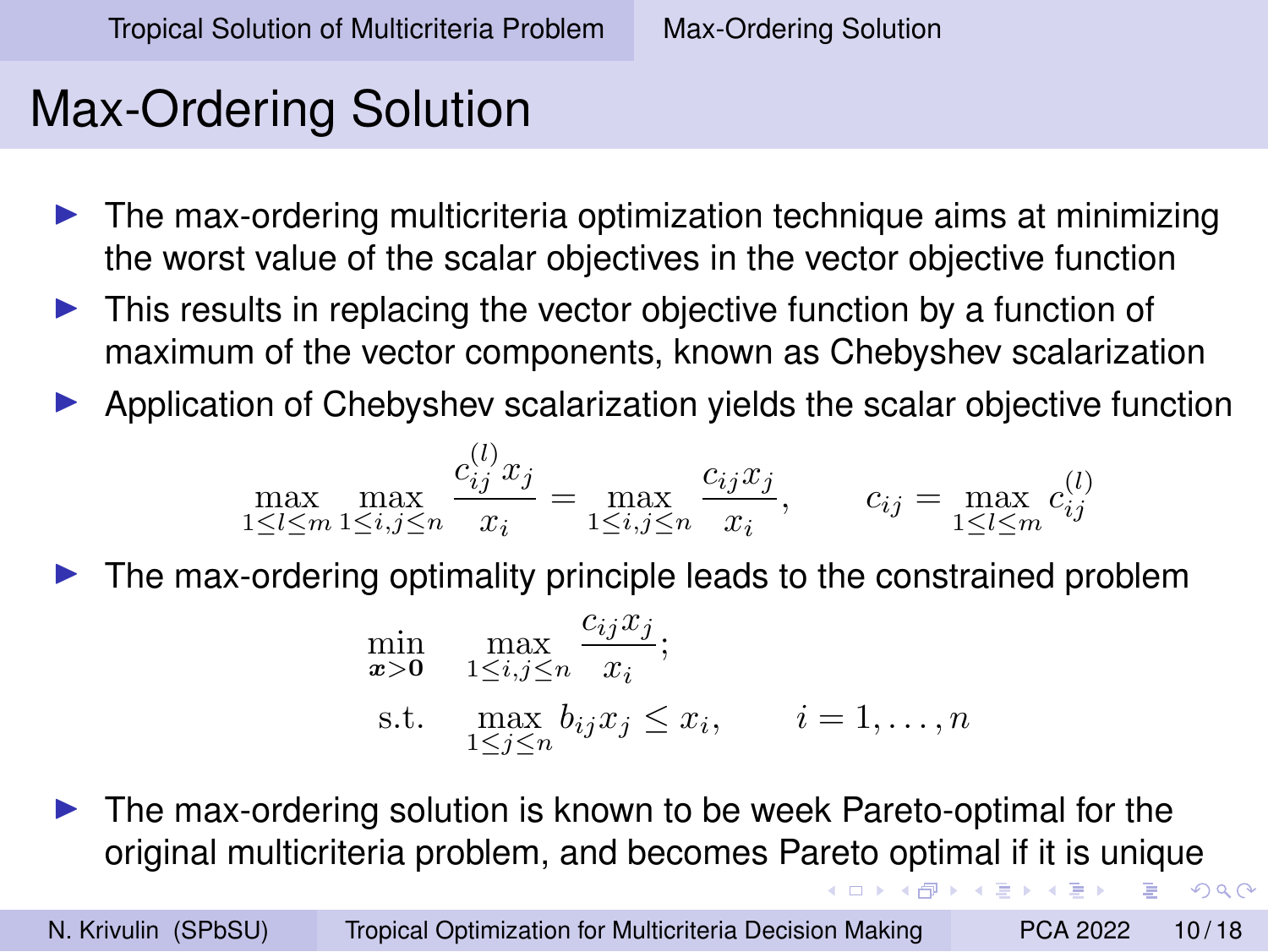# Max-Ordering Solution

- The max-ordering multicriteria optimization technique aims at minimizing the worst value of the scalar objectives in the vector objective function
- This results in replacing the vector objective function by a function of maximum of the vector components, known as Chebyshev scalarization
- Application of Chebyshev scalarization yields the scalar objective function

$$\max_{1\leq l\leq m}\max_{1\leq i,j\leq n}\frac{c_{ij}^{(l)}x_j}{x_i} = \max_{1\leq i,j\leq n}\frac{c_{ij}x_j}{x_i}, \qquad c_{ij} = \max_{1\leq l\leq m} c_{ij}^{(l)}$$

- The max-ordering optimality principle leads to the constrained problem

$$\begin{aligned}
\min_{\boldsymbol{x}>\boldsymbol{0}} \quad & \max_{1\leq i,j\leq n}\frac{c_{ij}x_j}{x_i}; \\
\text{s.t.} \quad & \max_{1\leq j\leq n} b_{ij}x_j \leq x_i, \qquad i=1,\dots,n
\end{aligned}$$

- The max-ordering solution is known to be week Pareto-optimal for the original multicriteria problem, and becomes Pareto optimal if it is unique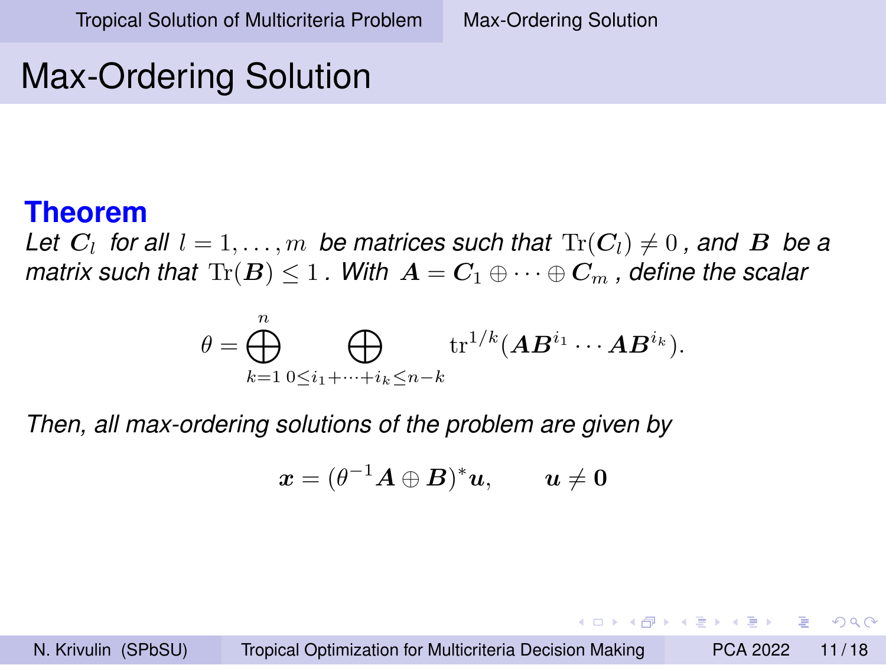# Max-Ordering Solution

**Theorem**

*Let $\boldsymbol{C}_l$ for all $l = 1, \ldots, m$ be matrices such that $\mathrm{Tr}(\boldsymbol{C}_l) \neq 0$, and $\boldsymbol{B}$ be a matrix such that $\mathrm{Tr}(\boldsymbol{B}) \leq 1$. With $\boldsymbol{A} = \boldsymbol{C}_1 \oplus \cdots \oplus \boldsymbol{C}_m$, define the scalar*

$$\theta = \bigoplus_{k=1}^{n} \bigoplus_{0 \leq i_1 + \cdots + i_k \leq n-k} \mathrm{tr}^{1/k}(\boldsymbol{A}\boldsymbol{B}^{i_1} \cdots \boldsymbol{A}\boldsymbol{B}^{i_k}).$$

*Then, all max-ordering solutions of the problem are given by*

$$\boldsymbol{x} = (\theta^{-1}\boldsymbol{A} \oplus \boldsymbol{B})^{*}\boldsymbol{u}, \qquad \boldsymbol{u} \neq \boldsymbol{0}$$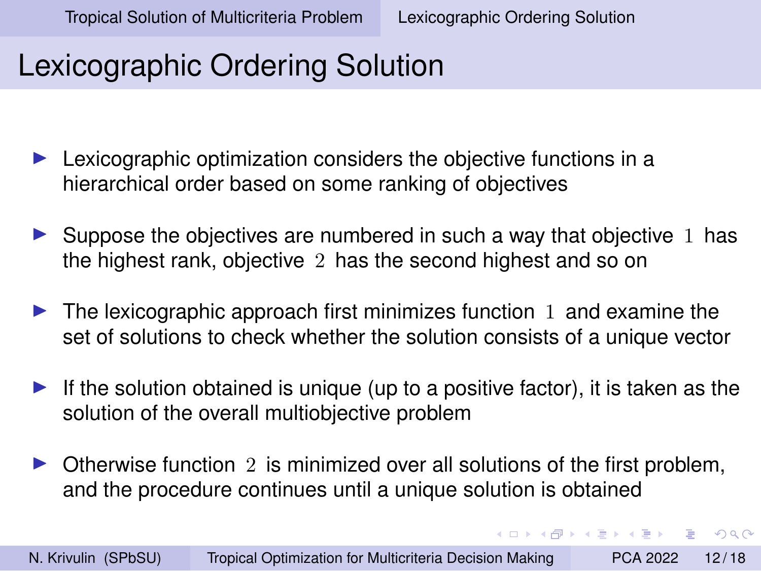# Lexicographic Ordering Solution

- Lexicographic optimization considers the objective functions in a hierarchical order based on some ranking of objectives
- Suppose the objectives are numbered in such a way that objective $1$ has the highest rank, objective $2$ has the second highest and so on
- The lexicographic approach first minimizes function $1$ and examine the set of solutions to check whether the solution consists of a unique vector
- If the solution obtained is unique (up to a positive factor), it is taken as the solution of the overall multiobjective problem
- Otherwise function $2$ is minimized over all solutions of the first problem, and the procedure continues until a unique solution is obtained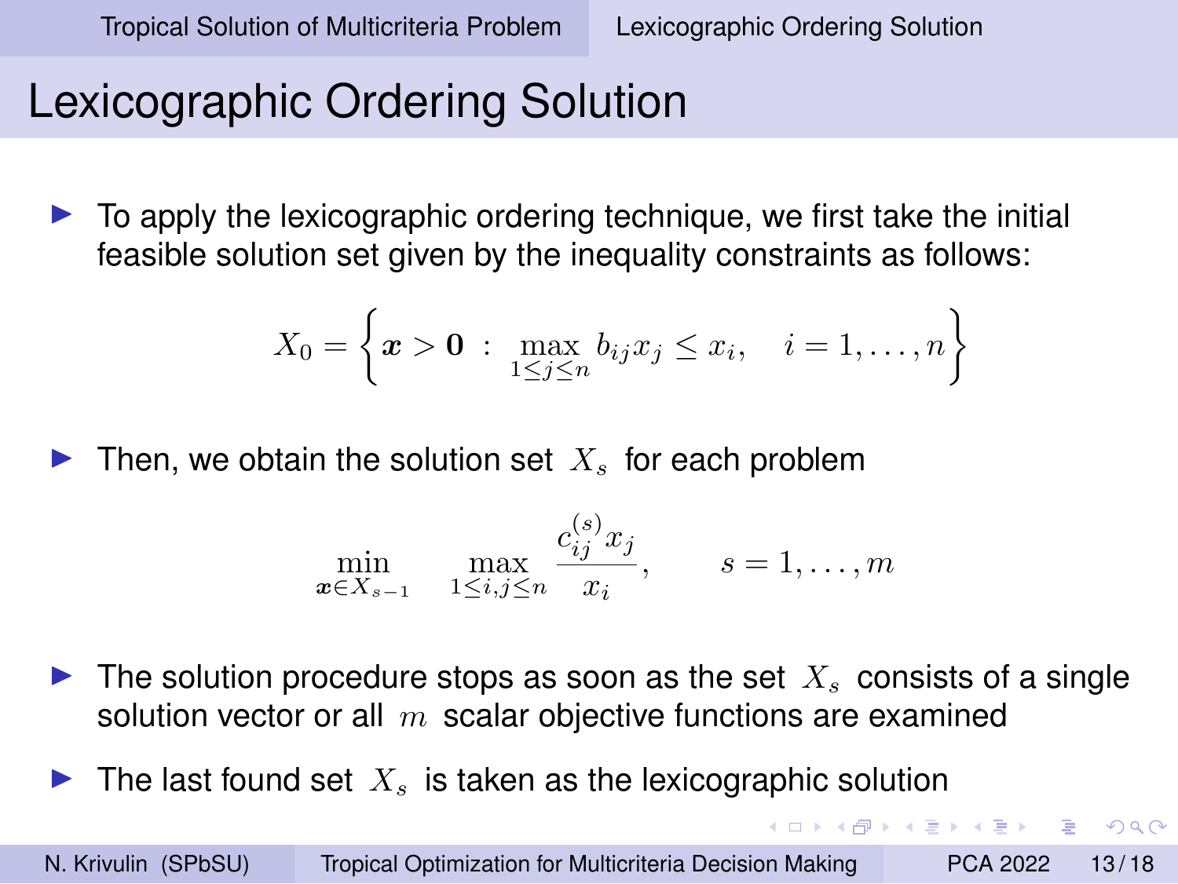# Lexicographic Ordering Solution

- To apply the lexicographic ordering technique, we first take the initial feasible solution set given by the inequality constraints as follows:

$$X_0 = \left\{ \boldsymbol{x} > \mathbf{0} \ : \ \max_{1 \leq j \leq n} b_{ij} x_j \leq x_i, \quad i = 1, \ldots, n \right\}$$

- Then, we obtain the solution set $X_s$ for each problem

$$\min_{\boldsymbol{x} \in X_{s-1}} \quad \max_{1 \leq i,j \leq n} \frac{c_{ij}^{(s)} x_j}{x_i}, \qquad s = 1, \ldots, m$$

- The solution procedure stops as soon as the set $X_s$ consists of a single solution vector or all $m$ scalar objective functions are examined
- The last found set $X_s$ is taken as the lexicographic solution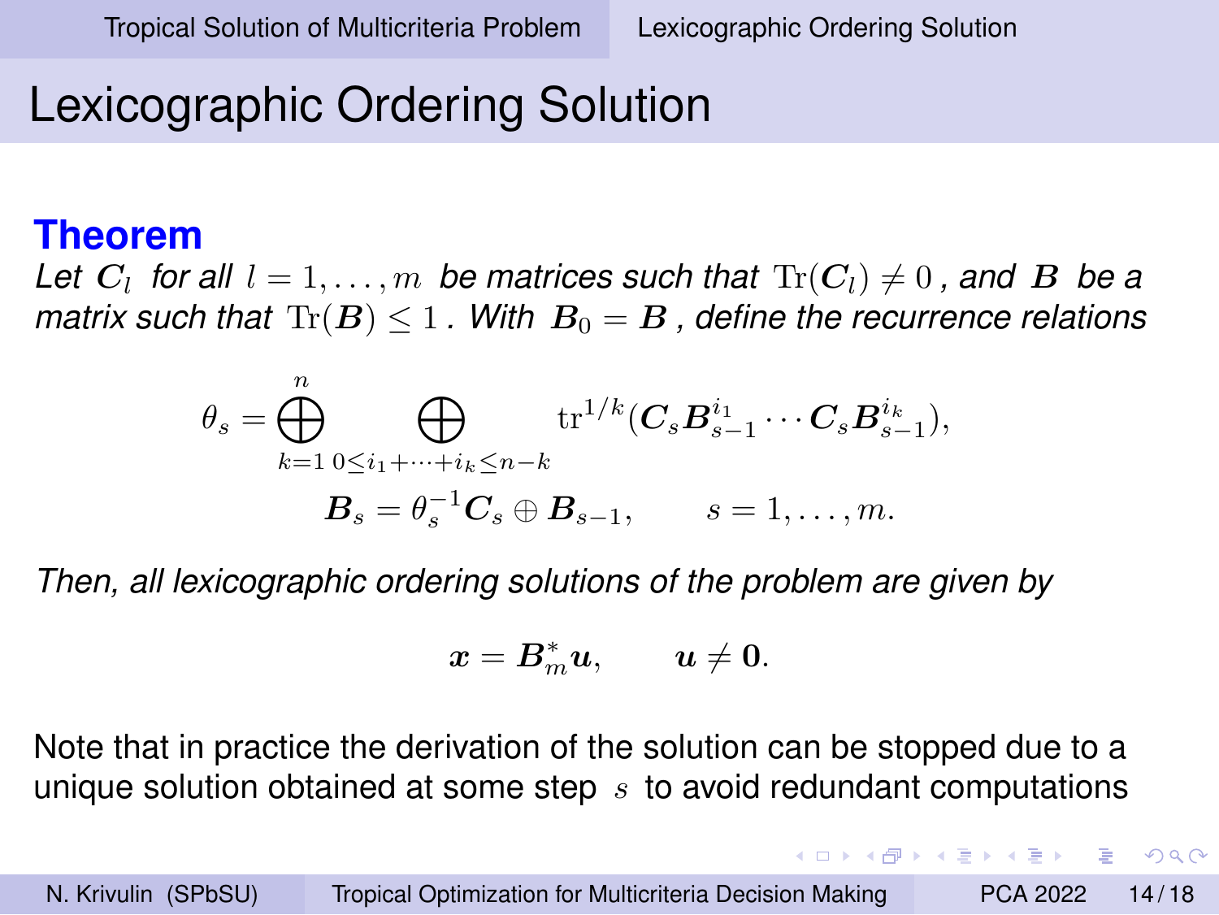# Lexicographic Ordering Solution

**Theorem**

*Let $\boldsymbol{C}_l$ for all $l = 1, \ldots, m$ be matrices such that $\mathrm{Tr}(\boldsymbol{C}_l) \neq 0$, and $\boldsymbol{B}$ be a matrix such that $\mathrm{Tr}(\boldsymbol{B}) \leq 1$. With $\boldsymbol{B}_0 = \boldsymbol{B}$, define the recurrence relations*

$$\theta_s = \bigoplus_{k=1}^{n} \bigoplus_{0 \leq i_1 + \cdots + i_k \leq n-k} \mathrm{tr}^{1/k}(\boldsymbol{C}_s \boldsymbol{B}_{s-1}^{i_1} \cdots \boldsymbol{C}_s \boldsymbol{B}_{s-1}^{i_k}),$$

$$\boldsymbol{B}_s = \theta_s^{-1} \boldsymbol{C}_s \oplus \boldsymbol{B}_{s-1}, \qquad s = 1, \ldots, m.$$

*Then, all lexicographic ordering solutions of the problem are given by*

$$\boldsymbol{x} = \boldsymbol{B}_m^{*} \boldsymbol{u}, \qquad \boldsymbol{u} \neq \boldsymbol{0}.$$

Note that in practice the derivation of the solution can be stopped due to a unique solution obtained at some step $s$ to avoid redundant computations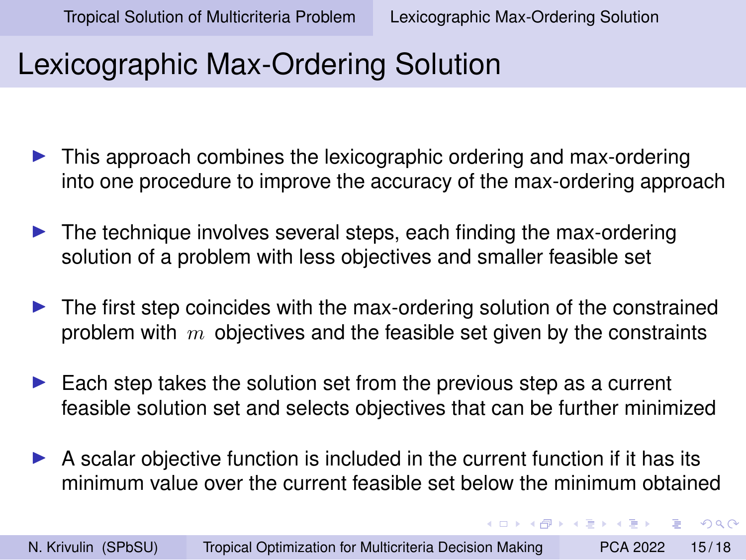# Lexicographic Max-Ordering Solution

- This approach combines the lexicographic ordering and max-ordering into one procedure to improve the accuracy of the max-ordering approach
- The technique involves several steps, each finding the max-ordering solution of a problem with less objectives and smaller feasible set
- The first step coincides with the max-ordering solution of the constrained problem with $m$ objectives and the feasible set given by the constraints
- Each step takes the solution set from the previous step as a current feasible solution set and selects objectives that can be further minimized
- A scalar objective function is included in the current function if it has its minimum value over the current feasible set below the minimum obtained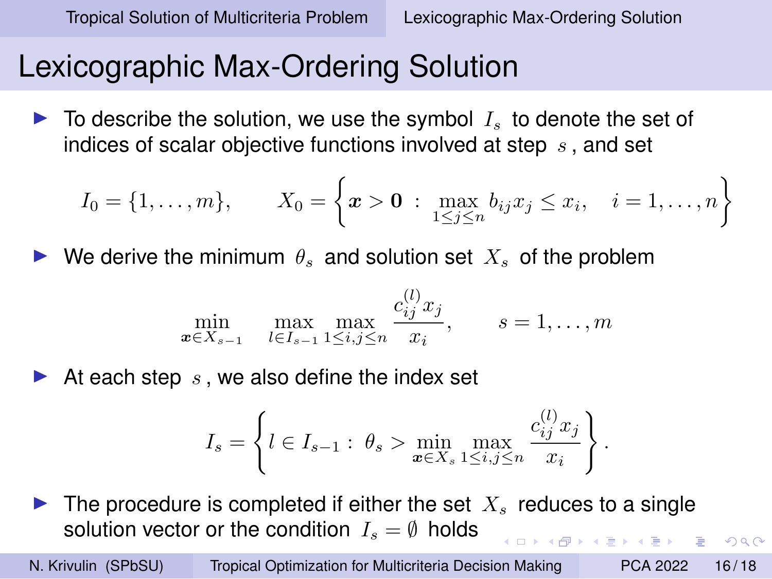# Lexicographic Max-Ordering Solution

- To describe the solution, we use the symbol $I_s$ to denote the set of indices of scalar objective functions involved at step $s$, and set

$$I_0 = \{1, \ldots, m\}, \qquad X_0 = \left\{ \boldsymbol{x} > \boldsymbol{0} \;:\; \max_{1 \leq j \leq n} b_{ij} x_j \leq x_i, \quad i = 1, \ldots, n \right\}$$

- We derive the minimum $\theta_s$ and solution set $X_s$ of the problem

$$\min_{\boldsymbol{x} \in X_{s-1}} \quad \max_{l \in I_{s-1}} \max_{1 \leq i,j \leq n} \frac{c_{ij}^{(l)} x_j}{x_i}, \qquad s = 1, \ldots, m$$

- At each step $s$, we also define the index set

$$I_s = \left\{ l \in I_{s-1} \;:\; \theta_s > \min_{\boldsymbol{x} \in X_s} \max_{1 \leq i,j \leq n} \frac{c_{ij}^{(l)} x_j}{x_i} \right\}.$$

- The procedure is completed if either the set $X_s$ reduces to a single solution vector or the condition $I_s = \emptyset$ holds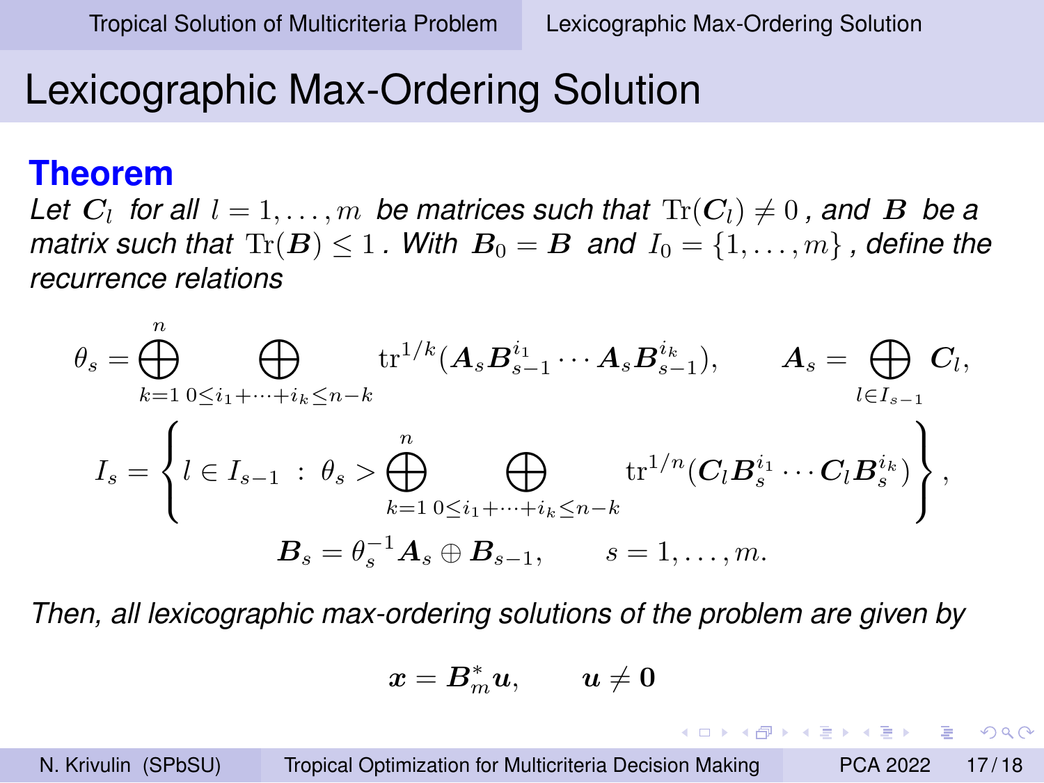# Lexicographic Max-Ordering Solution

## Theorem

*Let $\boldsymbol{C}_l$ for all $l = 1, \dots, m$ be matrices such that $\mathrm{Tr}(\boldsymbol{C}_l) \neq 0$, and $\boldsymbol{B}$ be a matrix such that $\mathrm{Tr}(\boldsymbol{B}) \leq 1$. With $\boldsymbol{B}_0 = \boldsymbol{B}$ and $I_0 = \{1, \dots, m\}$, define the recurrence relations*

$$\theta_s = \bigoplus_{k=1}^{n} \bigoplus_{0 \leq i_1 + \cdots + i_k \leq n-k} \mathrm{tr}^{1/k}(\boldsymbol{A}_s \boldsymbol{B}_{s-1}^{i_1} \cdots \boldsymbol{A}_s \boldsymbol{B}_{s-1}^{i_k}), \qquad \boldsymbol{A}_s = \bigoplus_{l \in I_{s-1}} \boldsymbol{C}_l,$$

$$I_s = \left\{ l \in I_{s-1} \ : \ \theta_s > \bigoplus_{k=1}^{n} \bigoplus_{0 \leq i_1 + \cdots + i_k \leq n-k} \mathrm{tr}^{1/n}(\boldsymbol{C}_l \boldsymbol{B}_s^{i_1} \cdots \boldsymbol{C}_l \boldsymbol{B}_s^{i_k}) \right\},$$

$$\boldsymbol{B}_s = \theta_s^{-1} \boldsymbol{A}_s \oplus \boldsymbol{B}_{s-1}, \qquad s = 1, \dots, m.$$

*Then, all lexicographic max-ordering solutions of the problem are given by*

$$\boldsymbol{x} = \boldsymbol{B}_m^{*} \boldsymbol{u}, \qquad \boldsymbol{u} \neq \boldsymbol{0}$$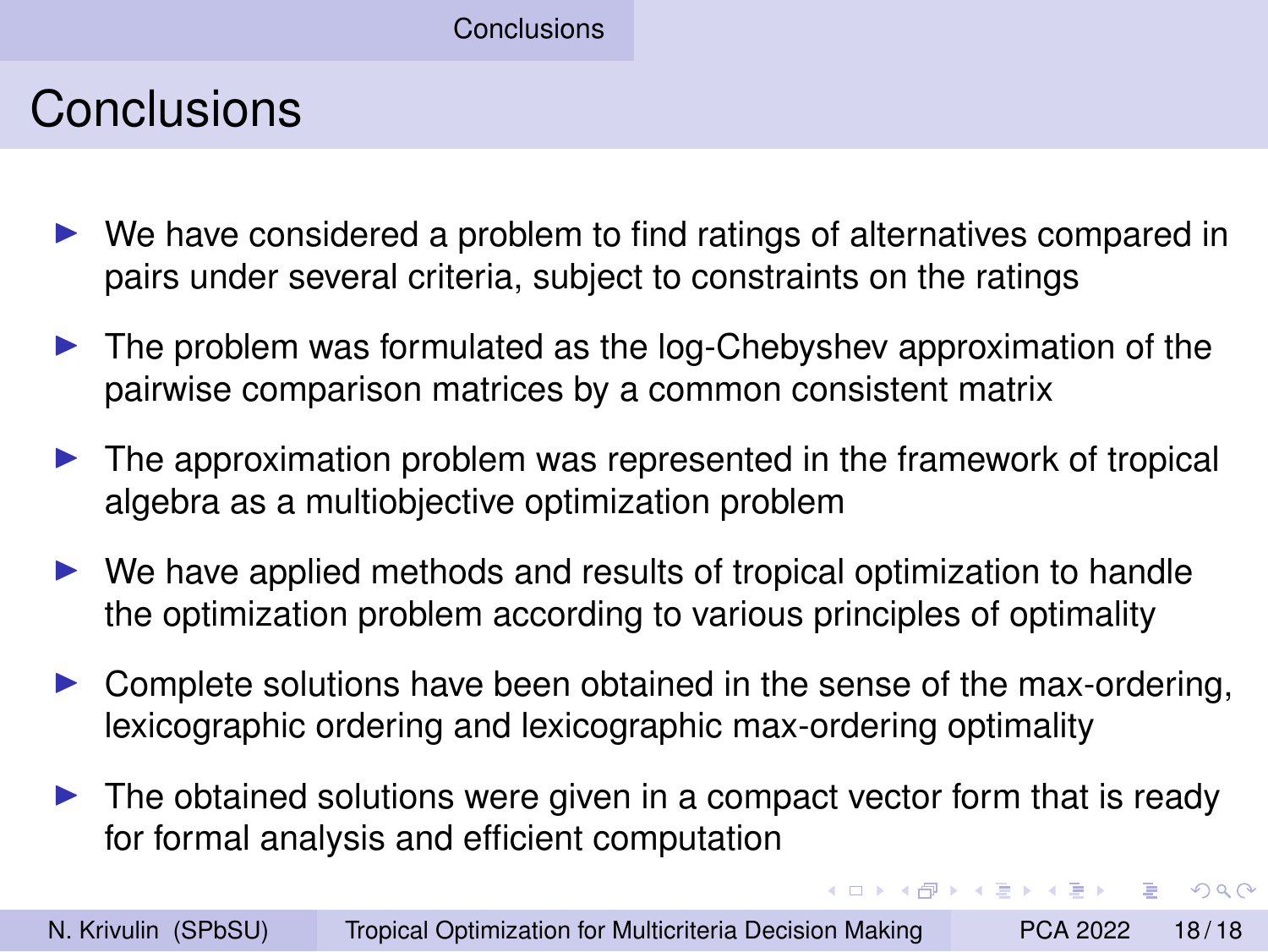# Conclusions

- We have considered a problem to find ratings of alternatives compared in pairs under several criteria, subject to constraints on the ratings
- The problem was formulated as the log-Chebyshev approximation of the pairwise comparison matrices by a common consistent matrix
- The approximation problem was represented in the framework of tropical algebra as a multiobjective optimization problem
- We have applied methods and results of tropical optimization to handle the optimization problem according to various principles of optimality
- Complete solutions have been obtained in the sense of the max-ordering, lexicographic ordering and lexicographic max-ordering optimality
- The obtained solutions were given in a compact vector form that is ready for formal analysis and efficient computation